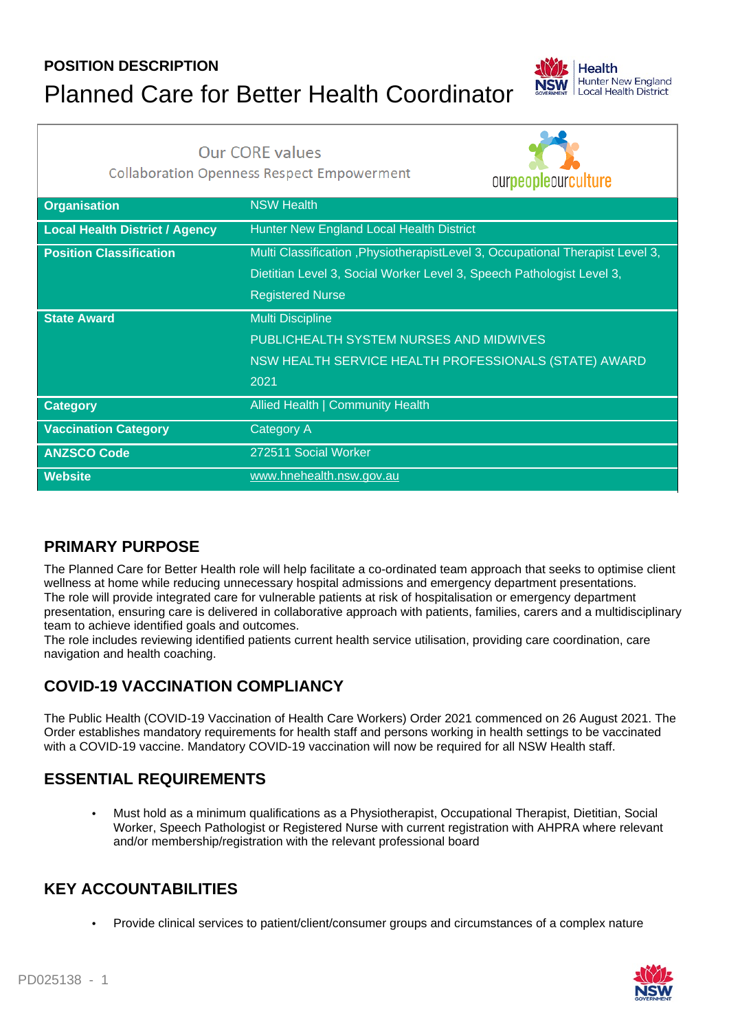**POSITION DESCRIPTION**

# Planned Care for Better Health Coordinator

Our CORE values

Collaboration Openness Respect Empowerment

| | |
|---|---|
| **Organisation** | NSW Health |
| **Local Health District / Agency** | Hunter New England Local Health District |
| **Position Classification** | Multi Classification ,PhysiotherapistLevel 3, Occupational Therapist Level 3, Dietitian Level 3, Social Worker Level 3, Speech Pathologist Level 3, Registered Nurse |
| **State Award** | Multi Discipline<br>PUBLICHEALTH SYSTEM NURSES AND MIDWIVES<br>NSW HEALTH SERVICE HEALTH PROFESSIONALS (STATE) AWARD 2021 |
| **Category** | Allied Health \| Community Health |
| **Vaccination Category** | Category A |
| **ANZSCO Code** | 272511 Social Worker |
| **Website** | www.hnehealth.nsw.gov.au |

## PRIMARY PURPOSE

The Planned Care for Better Health role will help facilitate a co-ordinated team approach that seeks to optimise client wellness at home while reducing unnecessary hospital admissions and emergency department presentations.
The role will provide integrated care for vulnerable patients at risk of hospitalisation or emergency department presentation, ensuring care is delivered in collaborative approach with patients, families, carers and a multidisciplinary team to achieve identified goals and outcomes.
The role includes reviewing identified patients current health service utilisation, providing care coordination, care navigation and health coaching.

## COVID-19 VACCINATION COMPLIANCY

The Public Health (COVID-19 Vaccination of Health Care Workers) Order 2021 commenced on 26 August 2021. The Order establishes mandatory requirements for health staff and persons working in health settings to be vaccinated with a COVID-19 vaccine. Mandatory COVID-19 vaccination will now be required for all NSW Health staff.

## ESSENTIAL REQUIREMENTS

- Must hold as a minimum qualifications as a Physiotherapist, Occupational Therapist, Dietitian, Social Worker, Speech Pathologist or Registered Nurse with current registration with AHPRA where relevant and/or membership/registration with the relevant professional board

## KEY ACCOUNTABILITIES

- Provide clinical services to patient/client/consumer groups and circumstances of a complex nature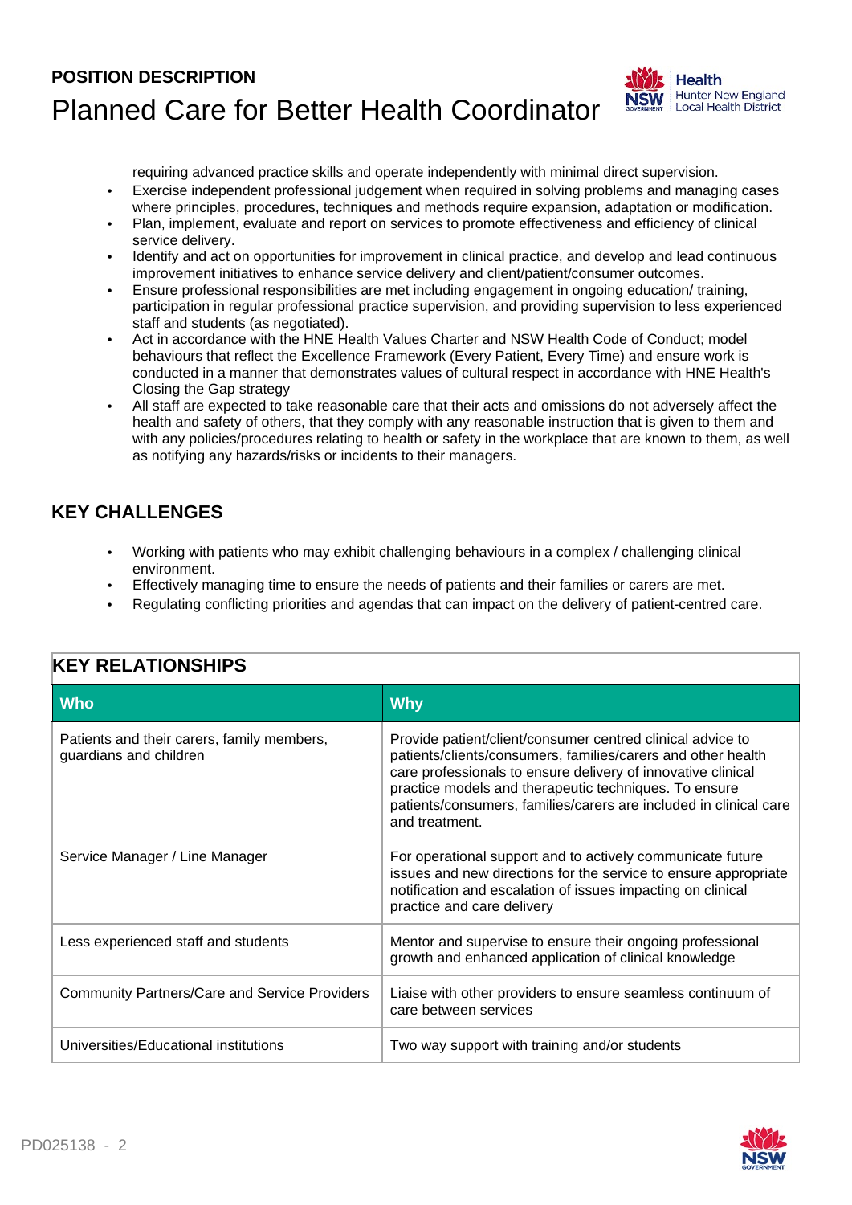requiring advanced practice skills and operate independently with minimal direct supervision.

- Exercise independent professional judgement when required in solving problems and managing cases where principles, procedures, techniques and methods require expansion, adaptation or modification.
- Plan, implement, evaluate and report on services to promote effectiveness and efficiency of clinical service delivery.
- Identify and act on opportunities for improvement in clinical practice, and develop and lead continuous improvement initiatives to enhance service delivery and client/patient/consumer outcomes.
- Ensure professional responsibilities are met including engagement in ongoing education/ training, participation in regular professional practice supervision, and providing supervision to less experienced staff and students (as negotiated).
- Act in accordance with the HNE Health Values Charter and NSW Health Code of Conduct; model behaviours that reflect the Excellence Framework (Every Patient, Every Time) and ensure work is conducted in a manner that demonstrates values of cultural respect in accordance with HNE Health's Closing the Gap strategy
- All staff are expected to take reasonable care that their acts and omissions do not adversely affect the health and safety of others, that they comply with any reasonable instruction that is given to them and with any policies/procedures relating to health or safety in the workplace that are known to them, as well as notifying any hazards/risks or incidents to their managers.

## KEY CHALLENGES

- Working with patients who may exhibit challenging behaviours in a complex / challenging clinical environment.
- Effectively managing time to ensure the needs of patients and their families or carers are met.
- Regulating conflicting priorities and agendas that can impact on the delivery of patient-centred care.

## KEY RELATIONSHIPS

| Who | Why |
| --- | --- |
| Patients and their carers, family members, guardians and children | Provide patient/client/consumer centred clinical advice to patients/clients/consumers, families/carers and other health care professionals to ensure delivery of innovative clinical practice models and therapeutic techniques. To ensure patients/consumers, families/carers are included in clinical care and treatment. |
| Service Manager / Line Manager | For operational support and to actively communicate future issues and new directions for the service to ensure appropriate notification and escalation of issues impacting on clinical practice and care delivery |
| Less experienced staff and students | Mentor and supervise to ensure their ongoing professional growth and enhanced application of clinical knowledge |
| Community Partners/Care and Service Providers | Liaise with other providers to ensure seamless continuum of care between services |
| Universities/Educational institutions | Two way support with training and/or students |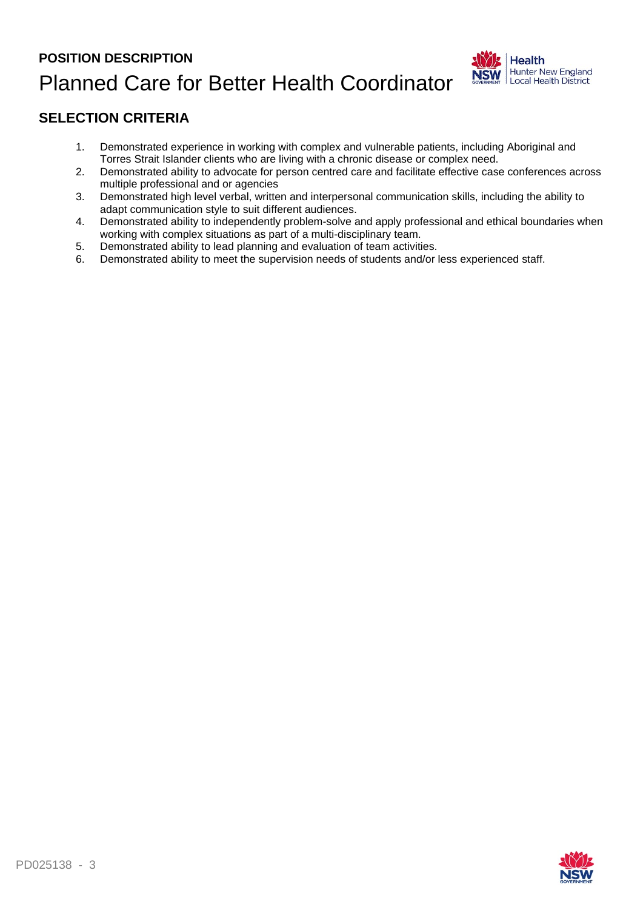**POSITION DESCRIPTION**

# Planned Care for Better Health Coordinator

## SELECTION CRITERIA

1. Demonstrated experience in working with complex and vulnerable patients, including Aboriginal and Torres Strait Islander clients who are living with a chronic disease or complex need.
2. Demonstrated ability to advocate for person centred care and facilitate effective case conferences across multiple professional and or agencies
3. Demonstrated high level verbal, written and interpersonal communication skills, including the ability to adapt communication style to suit different audiences.
4. Demonstrated ability to independently problem-solve and apply professional and ethical boundaries when working with complex situations as part of a multi-disciplinary team.
5. Demonstrated ability to lead planning and evaluation of team activities.
6. Demonstrated ability to meet the supervision needs of students and/or less experienced staff.